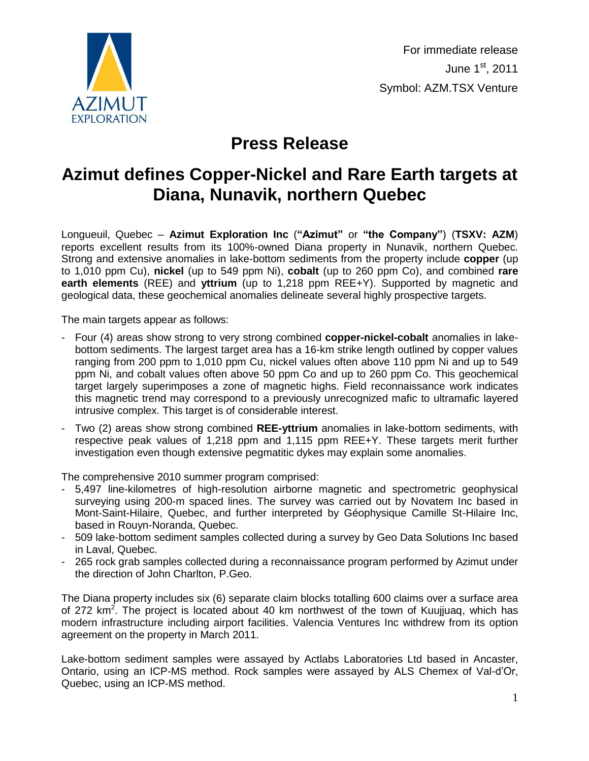AZIMUT EXPLORATION

For immediate release
June 1st, 2011
Symbol: AZM.TSX Venture

# Press Release

## Azimut defines Copper-Nickel and Rare Earth targets at Diana, Nunavik, northern Quebec

Longueuil, Quebec – **Azimut Exploration Inc** (**"Azimut"** or **"the Company"**) (**TSXV: AZM**) reports excellent results from its 100%-owned Diana property in Nunavik, northern Quebec. Strong and extensive anomalies in lake-bottom sediments from the property include **copper** (up to 1,010 ppm Cu), **nickel** (up to 549 ppm Ni), **cobalt** (up to 260 ppm Co), and combined **rare earth elements** (REE) and **yttrium** (up to 1,218 ppm REE+Y). Supported by magnetic and geological data, these geochemical anomalies delineate several highly prospective targets.

The main targets appear as follows:

- Four (4) areas show strong to very strong combined **copper-nickel-cobalt** anomalies in lake-bottom sediments. The largest target area has a 16-km strike length outlined by copper values ranging from 200 ppm to 1,010 ppm Cu, nickel values often above 110 ppm Ni and up to 549 ppm Ni, and cobalt values often above 50 ppm Co and up to 260 ppm Co. This geochemical target largely superimposes a zone of magnetic highs. Field reconnaissance work indicates this magnetic trend may correspond to a previously unrecognized mafic to ultramafic layered intrusive complex. This target is of considerable interest.
- Two (2) areas show strong combined **REE-yttrium** anomalies in lake-bottom sediments, with respective peak values of 1,218 ppm and 1,115 ppm REE+Y. These targets merit further investigation even though extensive pegmatitic dykes may explain some anomalies.

The comprehensive 2010 summer program comprised:
- 5,497 line-kilometres of high-resolution airborne magnetic and spectrometric geophysical surveying using 200-m spaced lines. The survey was carried out by Novatem Inc based in Mont-Saint-Hilaire, Quebec, and further interpreted by Géophysique Camille St-Hilaire Inc, based in Rouyn-Noranda, Quebec.
- 509 lake-bottom sediment samples collected during a survey by Geo Data Solutions Inc based in Laval, Quebec.
- 265 rock grab samples collected during a reconnaissance program performed by Azimut under the direction of John Charlton, P.Geo.

The Diana property includes six (6) separate claim blocks totalling 600 claims over a surface area of 272 km$^2$. The project is located about 40 km northwest of the town of Kuujjuaq, which has modern infrastructure including airport facilities. Valencia Ventures Inc withdrew from its option agreement on the property in March 2011.

Lake-bottom sediment samples were assayed by Actlabs Laboratories Ltd based in Ancaster, Ontario, using an ICP-MS method. Rock samples were assayed by ALS Chemex of Val-d'Or, Quebec, using an ICP-MS method.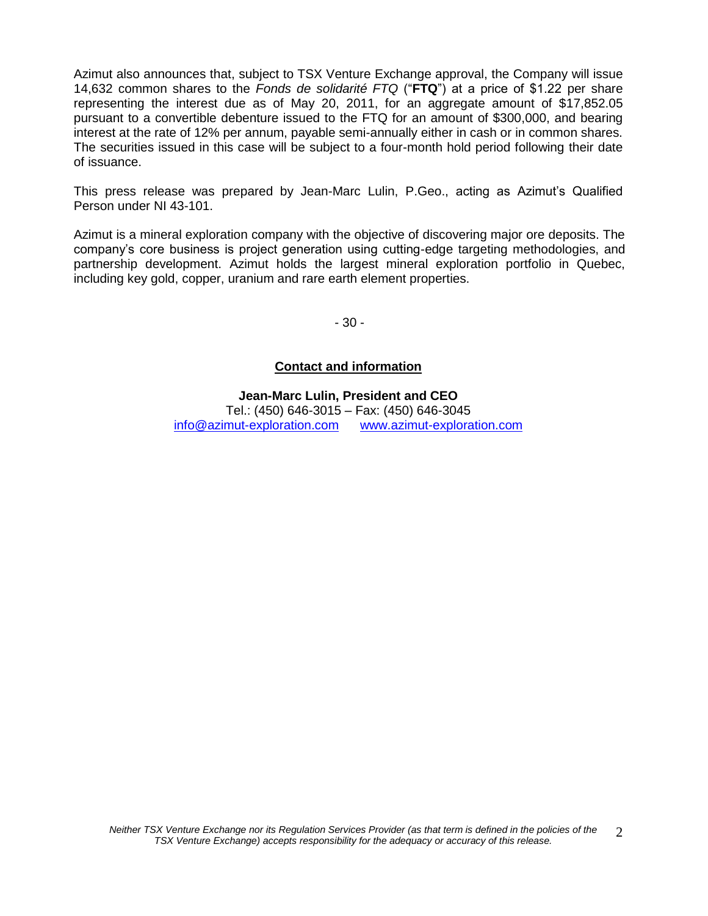Azimut also announces that, subject to TSX Venture Exchange approval, the Company will issue 14,632 common shares to the *Fonds de solidarité FTQ* ("**FTQ**") at a price of $1.22 per share representing the interest due as of May 20, 2011, for an aggregate amount of $17,852.05 pursuant to a convertible debenture issued to the FTQ for an amount of $300,000, and bearing interest at the rate of 12% per annum, payable semi-annually either in cash or in common shares. The securities issued in this case will be subject to a four-month hold period following their date of issuance.

This press release was prepared by Jean-Marc Lulin, P.Geo., acting as Azimut's Qualified Person under NI 43-101.

Azimut is a mineral exploration company with the objective of discovering major ore deposits. The company's core business is project generation using cutting-edge targeting methodologies, and partnership development. Azimut holds the largest mineral exploration portfolio in Quebec, including key gold, copper, uranium and rare earth element properties.

- 30 -

**Contact and information**

**Jean-Marc Lulin, President and CEO**
Tel.: (450) 646-3015 – Fax: (450) 646-3045
info@azimut-exploration.com www.azimut-exploration.com

*Neither TSX Venture Exchange nor its Regulation Services Provider (as that term is defined in the policies of the TSX Venture Exchange) accepts responsibility for the adequacy or accuracy of this release.*